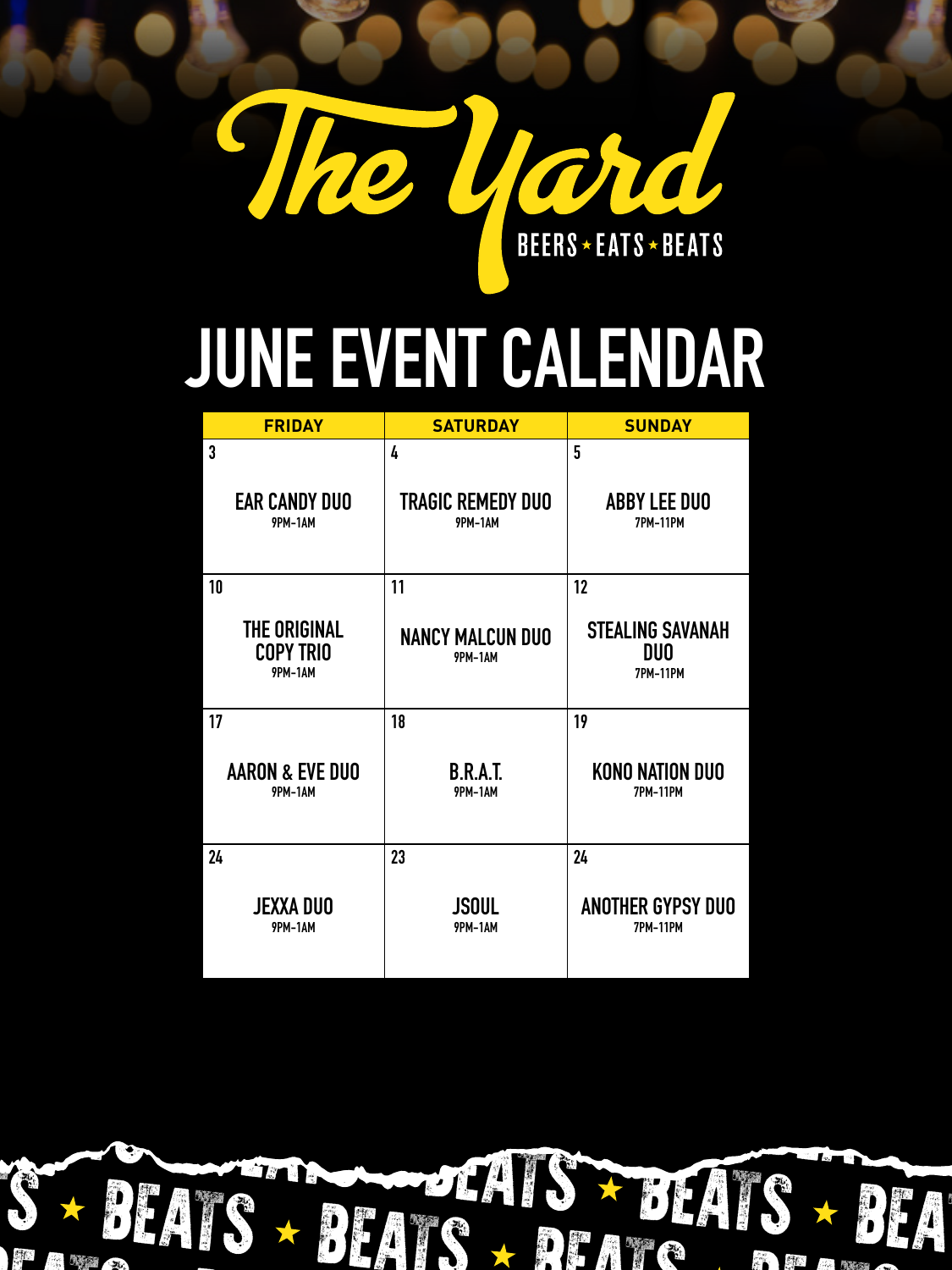# The Yard

BEERS ★ EATS ★ BEATS

## JUNE EVENT CALENDAR

| FRIDAY | SATURDAY | SUNDAY |
|---|---|---|
| 3<br>EAR CANDY DUO<br>9PM-1AM | 4<br>TRAGIC REMEDY DUO<br>9PM-1AM | 5<br>ABBY LEE DUO<br>7PM-11PM |
| 10<br>THE ORIGINAL COPY TRIO<br>9PM-1AM | 11<br>NANCY MALCUN DUO<br>9PM-1AM | 12<br>STEALING SAVANAH DUO<br>7PM-11PM |
| 17<br>AARON & EVE DUO<br>9PM-1AM | 18<br>B.R.A.T.<br>9PM-1AM | 19<br>KONO NATION DUO<br>7PM-11PM |
| 24<br>JEXXA DUO<br>9PM-1AM | 23<br>JSOUL<br>9PM-1AM | 24<br>ANOTHER GYPSY DUO<br>7PM-11PM |

S ★ BEATS ★ BEATS ★ BEATS ★ BEATS ★ BEA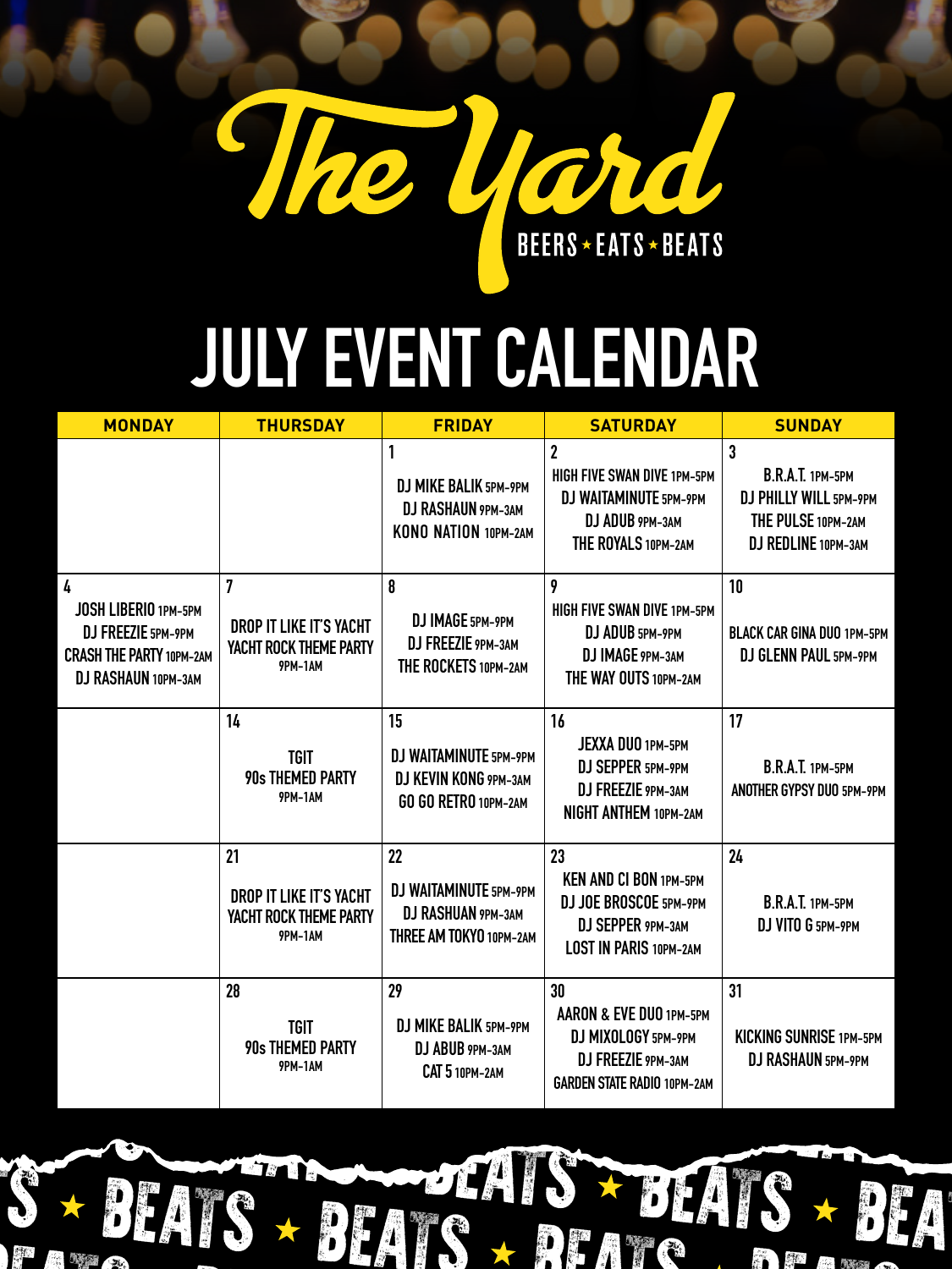# The Yard

BEERS ★ EATS ★ BEATS

## JULY EVENT CALENDAR

| MONDAY | THURSDAY | FRIDAY | SATURDAY | SUNDAY |
|---|---|---|---|---|
| | | 1<br>DJ MIKE BALIK 5PM-9PM<br>DJ RASHAUN 9PM-3AM<br>KONO NATION 10PM-2AM | 2<br>HIGH FIVE SWAN DIVE 1PM-5PM<br>DJ WAITAMINUTE 5PM-9PM<br>DJ ADUB 9PM-3AM<br>THE ROYALS 10PM-2AM | 3<br>B.R.A.T. 1PM-5PM<br>DJ PHILLY WILL 5PM-9PM<br>THE PULSE 10PM-2AM<br>DJ REDLINE 10PM-3AM |
| 4<br>JOSH LIBERIO 1PM-5PM<br>DJ FREEZIE 5PM-9PM<br>CRASH THE PARTY 10PM-2AM<br>DJ RASHAUN 10PM-3AM | 7<br>DROP IT LIKE IT'S YACHT<br>YACHT ROCK THEME PARTY<br>9PM-1AM | 8<br>DJ IMAGE 5PM-9PM<br>DJ FREEZIE 9PM-3AM<br>THE ROCKETS 10PM-2AM | 9<br>HIGH FIVE SWAN DIVE 1PM-5PM<br>DJ ADUB 5PM-9PM<br>DJ IMAGE 9PM-3AM<br>THE WAY OUTS 10PM-2AM | 10<br>BLACK CAR GINA DUO 1PM-5PM<br>DJ GLENN PAUL 5PM-9PM |
| | 14<br>TGIT<br>90s THEMED PARTY<br>9PM-1AM | 15<br>DJ WAITAMINUTE 5PM-9PM<br>DJ KEVIN KONG 9PM-3AM<br>GO GO RETRO 10PM-2AM | 16<br>JEXXA DUO 1PM-5PM<br>DJ SEPPER 5PM-9PM<br>DJ FREEZIE 9PM-3AM<br>NIGHT ANTHEM 10PM-2AM | 17<br>B.R.A.T. 1PM-5PM<br>ANOTHER GYPSY DUO 5PM-9PM |
| | 21<br>DROP IT LIKE IT'S YACHT<br>YACHT ROCK THEME PARTY<br>9PM-1AM | 22<br>DJ WAITAMINUTE 5PM-9PM<br>DJ RASHUAN 9PM-3AM<br>THREE AM TOKYO 10PM-2AM | 23<br>KEN AND CI BON 1PM-5PM<br>DJ JOE BROSCOE 5PM-9PM<br>DJ SEPPER 9PM-3AM<br>LOST IN PARIS 10PM-2AM | 24<br>B.R.A.T. 1PM-5PM<br>DJ VITO G 5PM-9PM |
| | 28<br>TGIT<br>90s THEMED PARTY<br>9PM-1AM | 29<br>DJ MIKE BALIK 5PM-9PM<br>DJ ABUB 9PM-3AM<br>CAT 5 10PM-2AM | 30<br>AARON & EVE DUO 1PM-5PM<br>DJ MIXOLOGY 5PM-9PM<br>DJ FREEZIE 9PM-3AM<br>GARDEN STATE RADIO 10PM-2AM | 31<br>KICKING SUNRISE 1PM-5PM<br>DJ RASHAUN 5PM-9PM |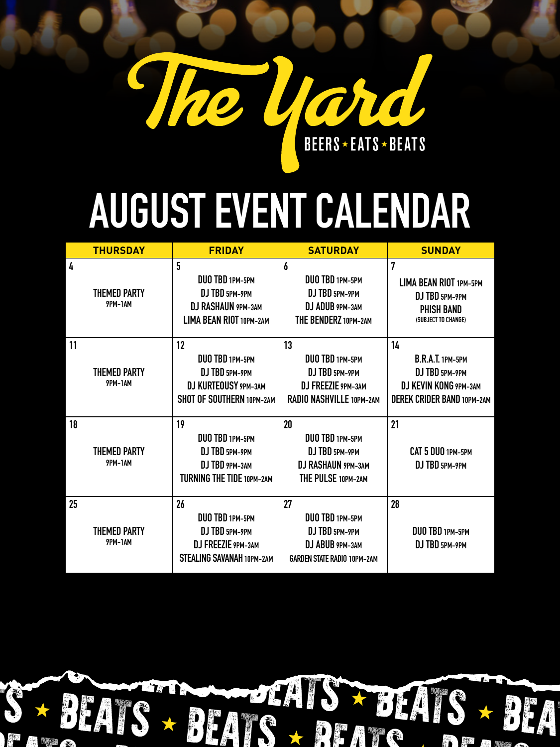# The Yard

BEERS ★ EATS ★ BEATS

## AUGUST EVENT CALENDAR

| THURSDAY | FRIDAY | SATURDAY | SUNDAY |
| --- | --- | --- | --- |
| 4<br>THEMED PARTY 9PM-1AM | 5<br>DUO TBD 1PM-5PM<br>DJ TBD 5PM-9PM<br>DJ RASHAUN 9PM-3AM<br>LIMA BEAN RIOT 10PM-2AM | 6<br>DUO TBD 1PM-5PM<br>DJ TBD 5PM-9PM<br>DJ ADUB 9PM-3AM<br>THE BENDERZ 10PM-2AM | 7<br>LIMA BEAN RIOT 1PM-5PM<br>DJ TBD 5PM-9PM<br>PHISH BAND (SUBJECT TO CHANGE) |
| 11<br>THEMED PARTY 9PM-1AM | 12<br>DUO TBD 1PM-5PM<br>DJ TBD 5PM-9PM<br>DJ KURTEOUSY 9PM-3AM<br>SHOT OF SOUTHERN 10PM-2AM | 13<br>DUO TBD 1PM-5PM<br>DJ TBD 5PM-9PM<br>DJ FREEZIE 9PM-3AM<br>RADIO NASHVILLE 10PM-2AM | 14<br>B.R.A.T. 1PM-5PM<br>DJ TBD 5PM-9PM<br>DJ KEVIN KONG 9PM-3AM<br>DEREK CRIDER BAND 10PM-2AM |
| 18<br>THEMED PARTY 9PM-1AM | 19<br>DUO TBD 1PM-5PM<br>DJ TBD 5PM-9PM<br>DJ TBD 9PM-3AM<br>TURNING THE TIDE 10PM-2AM | 20<br>DUO TBD 1PM-5PM<br>DJ TBD 5PM-9PM<br>DJ RASHAUN 9PM-3AM<br>THE PULSE 10PM-2AM | 21<br>CAT 5 DUO 1PM-5PM<br>DJ TBD 5PM-9PM |
| 25<br>THEMED PARTY 9PM-1AM | 26<br>DUO TBD 1PM-5PM<br>DJ TBD 5PM-9PM<br>DJ FREEZIE 9PM-3AM<br>STEALING SAVANAH 10PM-2AM | 27<br>DUO TBD 1PM-5PM<br>DJ TBD 5PM-9PM<br>DJ ABUB 9PM-3AM<br>GARDEN STATE RADIO 10PM-2AM | 28<br>DUO TBD 1PM-5PM<br>DJ TBD 5PM-9PM |

BEATS ★ BEATS ★ BEATS ★ BEATS ★ BEATS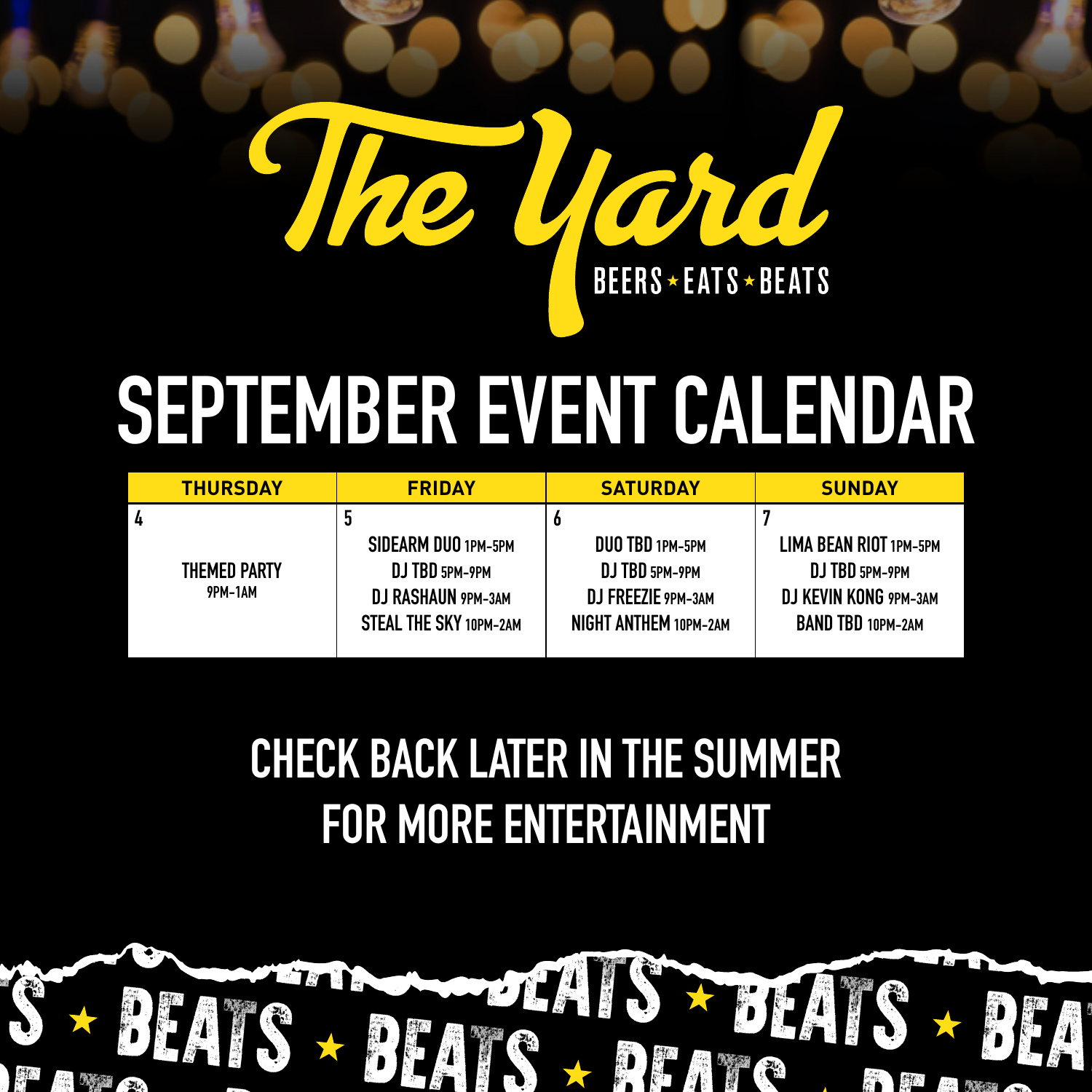# The Yard

BEERS ★ EATS ★ BEATS

# SEPTEMBER EVENT CALENDAR

| THURSDAY | FRIDAY | SATURDAY | SUNDAY |
|---|---|---|---|
| 4<br>THEMED PARTY 9PM–1AM | 5<br>SIDEARM DUO 1PM–5PM<br>DJ TBD 5PM–9PM<br>DJ RASHAUN 9PM–3AM<br>STEAL THE SKY 10PM–2AM | 6<br>DUO TBD 1PM–5PM<br>DJ TBD 5PM–9PM<br>DJ FREEZIE 9PM–3AM<br>NIGHT ANTHEM 10PM–2AM | 7<br>LIMA BEAN RIOT 1PM–5PM<br>DJ TBD 5PM–9PM<br>DJ KEVIN KONG 9PM–3AM<br>BAND TBD 10PM–2AM |

## CHECK BACK LATER IN THE SUMMER FOR MORE ENTERTAINMENT

BEATS ★ BEATS ★ BEATS ★ BEATS